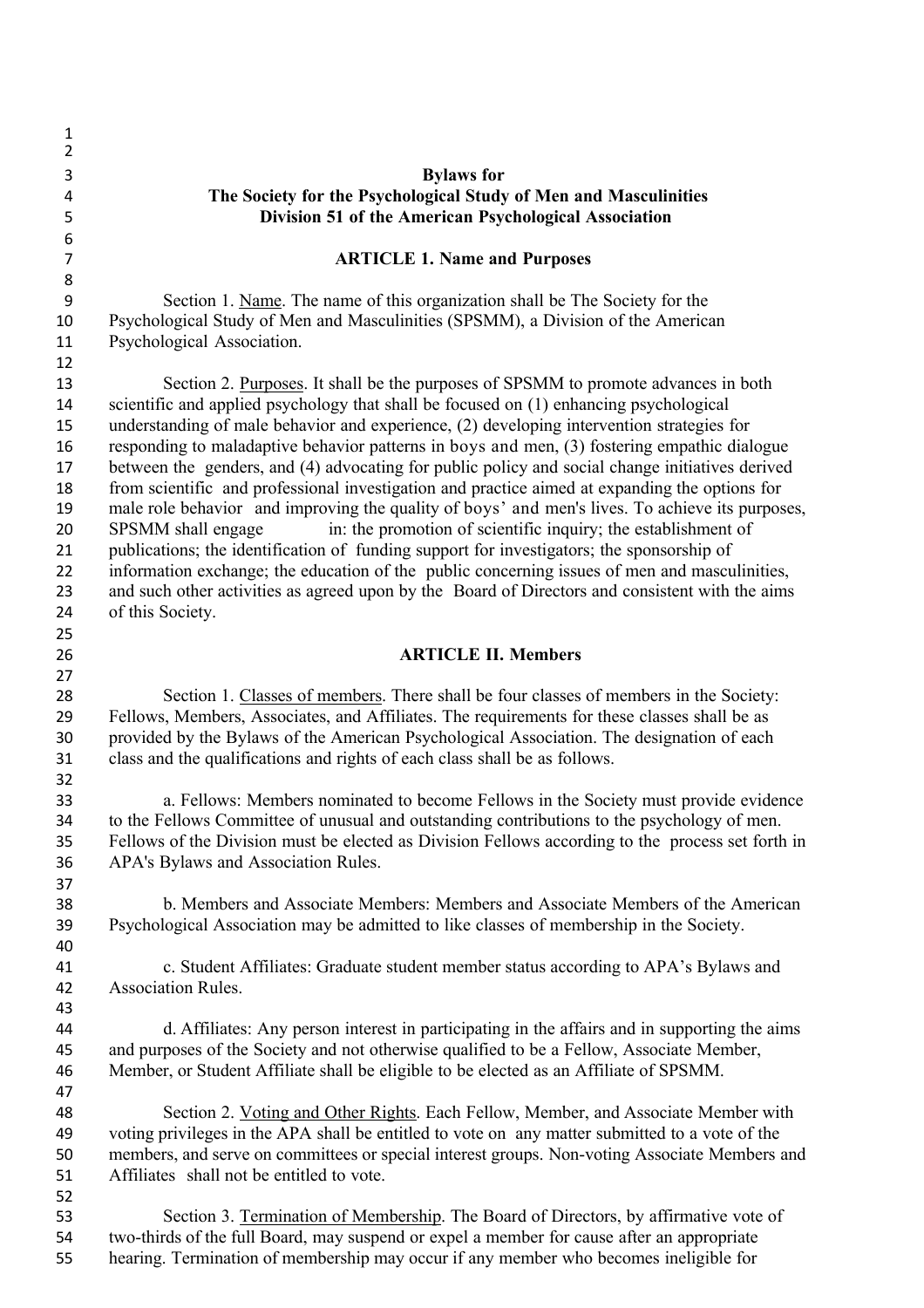# Bylaws for
# The Society for the Psychological Study of Men and Masculinities
# Division 51 of the American Psychological Association

## ARTICLE 1. Name and Purposes

Section 1. Name. The name of this organization shall be The Society for the Psychological Study of Men and Masculinities (SPSMM), a Division of the American Psychological Association.

Section 2. Purposes. It shall be the purposes of SPSMM to promote advances in both scientific and applied psychology that shall be focused on (1) enhancing psychological understanding of male behavior and experience, (2) developing intervention strategies for responding to maladaptive behavior patterns in boys and men, (3) fostering empathic dialogue between the genders, and (4) advocating for public policy and social change initiatives derived from scientific and professional investigation and practice aimed at expanding the options for male role behavior and improving the quality of boys' and men's lives. To achieve its purposes, SPSMM shall engage in: the promotion of scientific inquiry; the establishment of publications; the identification of funding support for investigators; the sponsorship of information exchange; the education of the public concerning issues of men and masculinities, and such other activities as agreed upon by the Board of Directors and consistent with the aims of this Society.

## ARTICLE II. Members

Section 1. Classes of members. There shall be four classes of members in the Society: Fellows, Members, Associates, and Affiliates. The requirements for these classes shall be as provided by the Bylaws of the American Psychological Association. The designation of each class and the qualifications and rights of each class shall be as follows.

a. Fellows: Members nominated to become Fellows in the Society must provide evidence to the Fellows Committee of unusual and outstanding contributions to the psychology of men. Fellows of the Division must be elected as Division Fellows according to the process set forth in APA's Bylaws and Association Rules.

b. Members and Associate Members: Members and Associate Members of the American Psychological Association may be admitted to like classes of membership in the Society.

c. Student Affiliates: Graduate student member status according to APA's Bylaws and Association Rules.

d. Affiliates: Any person interest in participating in the affairs and in supporting the aims and purposes of the Society and not otherwise qualified to be a Fellow, Associate Member, Member, or Student Affiliate shall be eligible to be elected as an Affiliate of SPSMM.

Section 2. Voting and Other Rights. Each Fellow, Member, and Associate Member with voting privileges in the APA shall be entitled to vote on any matter submitted to a vote of the members, and serve on committees or special interest groups. Non-voting Associate Members and Affiliates shall not be entitled to vote.

Section 3. Termination of Membership. The Board of Directors, by affirmative vote of two-thirds of the full Board, may suspend or expel a member for cause after an appropriate hearing. Termination of membership may occur if any member who becomes ineligible for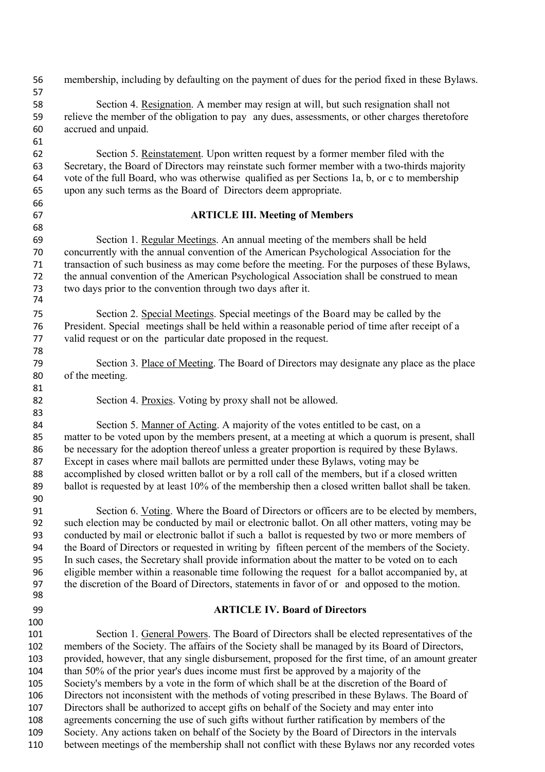membership, including by defaulting on the payment of dues for the period fixed in these Bylaws.

Section 4. Resignation. A member may resign at will, but such resignation shall not relieve the member of the obligation to pay any dues, assessments, or other charges theretofore accrued and unpaid.

Section 5. Reinstatement. Upon written request by a former member filed with the Secretary, the Board of Directors may reinstate such former member with a two-thirds majority vote of the full Board, who was otherwise qualified as per Sections 1a, b, or c to membership upon any such terms as the Board of Directors deem appropriate.

## ARTICLE III. Meeting of Members

Section 1. Regular Meetings. An annual meeting of the members shall be held concurrently with the annual convention of the American Psychological Association for the transaction of such business as may come before the meeting. For the purposes of these Bylaws, the annual convention of the American Psychological Association shall be construed to mean two days prior to the convention through two days after it.

Section 2. Special Meetings. Special meetings of the Board may be called by the President. Special meetings shall be held within a reasonable period of time after receipt of a valid request or on the particular date proposed in the request.

Section 3. Place of Meeting. The Board of Directors may designate any place as the place of the meeting.

Section 4. Proxies. Voting by proxy shall not be allowed.

Section 5. Manner of Acting. A majority of the votes entitled to be cast, on a matter to be voted upon by the members present, at a meeting at which a quorum is present, shall be necessary for the adoption thereof unless a greater proportion is required by these Bylaws. Except in cases where mail ballots are permitted under these Bylaws, voting may be accomplished by closed written ballot or by a roll call of the members, but if a closed written ballot is requested by at least 10% of the membership then a closed written ballot shall be taken.

Section 6. Voting. Where the Board of Directors or officers are to be elected by members, such election may be conducted by mail or electronic ballot. On all other matters, voting may be conducted by mail or electronic ballot if such a ballot is requested by two or more members of the Board of Directors or requested in writing by fifteen percent of the members of the Society. In such cases, the Secretary shall provide information about the matter to be voted on to each eligible member within a reasonable time following the request for a ballot accompanied by, at the discretion of the Board of Directors, statements in favor of or and opposed to the motion.

## ARTICLE IV. Board of Directors

Section 1. General Powers. The Board of Directors shall be elected representatives of the members of the Society. The affairs of the Society shall be managed by its Board of Directors, provided, however, that any single disbursement, proposed for the first time, of an amount greater than 50% of the prior year's dues income must first be approved by a majority of the Society's members by a vote in the form of which shall be at the discretion of the Board of Directors not inconsistent with the methods of voting prescribed in these Bylaws. The Board of Directors shall be authorized to accept gifts on behalf of the Society and may enter into agreements concerning the use of such gifts without further ratification by members of the Society. Any actions taken on behalf of the Society by the Board of Directors in the intervals between meetings of the membership shall not conflict with these Bylaws nor any recorded votes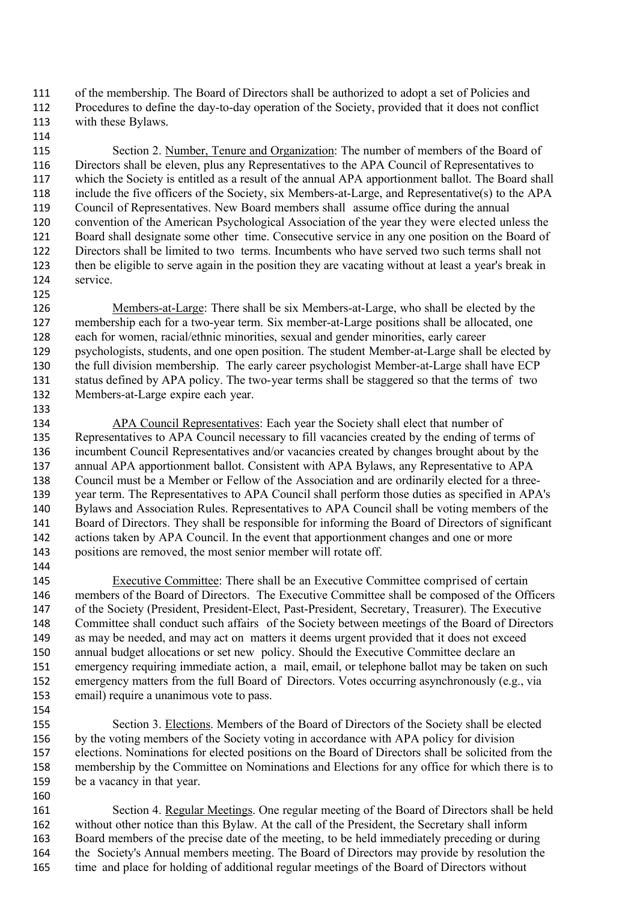of the membership. The Board of Directors shall be authorized to adopt a set of Policies and Procedures to define the day-to-day operation of the Society, provided that it does not conflict with these Bylaws.

Section 2. Number, Tenure and Organization: The number of members of the Board of Directors shall be eleven, plus any Representatives to the APA Council of Representatives to which the Society is entitled as a result of the annual APA apportionment ballot. The Board shall include the five officers of the Society, six Members-at-Large, and Representative(s) to the APA Council of Representatives. New Board members shall assume office during the annual convention of the American Psychological Association of the year they were elected unless the Board shall designate some other time. Consecutive service in any one position on the Board of Directors shall be limited to two terms. Incumbents who have served two such terms shall not then be eligible to serve again in the position they are vacating without at least a year's break in service.

Members-at-Large: There shall be six Members-at-Large, who shall be elected by the membership each for a two-year term. Six member-at-Large positions shall be allocated, one each for women, racial/ethnic minorities, sexual and gender minorities, early career psychologists, students, and one open position. The student Member-at-Large shall be elected by the full division membership. The early career psychologist Member-at-Large shall have ECP status defined by APA policy. The two-year terms shall be staggered so that the terms of two Members-at-Large expire each year.

APA Council Representatives: Each year the Society shall elect that number of Representatives to APA Council necessary to fill vacancies created by the ending of terms of incumbent Council Representatives and/or vacancies created by changes brought about by the annual APA apportionment ballot. Consistent with APA Bylaws, any Representative to APA Council must be a Member or Fellow of the Association and are ordinarily elected for a three-year term. The Representatives to APA Council shall perform those duties as specified in APA's Bylaws and Association Rules. Representatives to APA Council shall be voting members of the Board of Directors. They shall be responsible for informing the Board of Directors of significant actions taken by APA Council. In the event that apportionment changes and one or more positions are removed, the most senior member will rotate off.

Executive Committee: There shall be an Executive Committee comprised of certain members of the Board of Directors. The Executive Committee shall be composed of the Officers of the Society (President, President-Elect, Past-President, Secretary, Treasurer). The Executive Committee shall conduct such affairs of the Society between meetings of the Board of Directors as may be needed, and may act on matters it deems urgent provided that it does not exceed annual budget allocations or set new policy. Should the Executive Committee declare an emergency requiring immediate action, a mail, email, or telephone ballot may be taken on such emergency matters from the full Board of Directors. Votes occurring asynchronously (e.g., via email) require a unanimous vote to pass.

Section 3. Elections. Members of the Board of Directors of the Society shall be elected by the voting members of the Society voting in accordance with APA policy for division elections. Nominations for elected positions on the Board of Directors shall be solicited from the membership by the Committee on Nominations and Elections for any office for which there is to be a vacancy in that year.

Section 4. Regular Meetings. One regular meeting of the Board of Directors shall be held without other notice than this Bylaw. At the call of the President, the Secretary shall inform Board members of the precise date of the meeting, to be held immediately preceding or during the Society's Annual members meeting. The Board of Directors may provide by resolution the time and place for holding of additional regular meetings of the Board of Directors without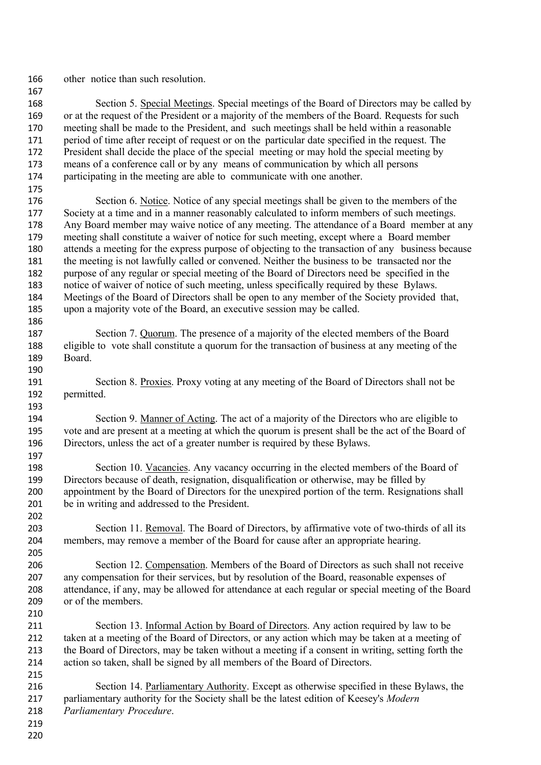other notice than such resolution.

Section 5. Special Meetings. Special meetings of the Board of Directors may be called by or at the request of the President or a majority of the members of the Board. Requests for such meeting shall be made to the President, and such meetings shall be held within a reasonable period of time after receipt of request or on the particular date specified in the request. The President shall decide the place of the special meeting or may hold the special meeting by means of a conference call or by any means of communication by which all persons participating in the meeting are able to communicate with one another.

Section 6. Notice. Notice of any special meetings shall be given to the members of the Society at a time and in a manner reasonably calculated to inform members of such meetings. Any Board member may waive notice of any meeting. The attendance of a Board member at any meeting shall constitute a waiver of notice for such meeting, except where a Board member attends a meeting for the express purpose of objecting to the transaction of any business because the meeting is not lawfully called or convened. Neither the business to be transacted nor the purpose of any regular or special meeting of the Board of Directors need be specified in the notice of waiver of notice of such meeting, unless specifically required by these Bylaws. Meetings of the Board of Directors shall be open to any member of the Society provided that, upon a majority vote of the Board, an executive session may be called.

Section 7. Quorum. The presence of a majority of the elected members of the Board eligible to vote shall constitute a quorum for the transaction of business at any meeting of the Board.

Section 8. Proxies. Proxy voting at any meeting of the Board of Directors shall not be permitted.

Section 9. Manner of Acting. The act of a majority of the Directors who are eligible to vote and are present at a meeting at which the quorum is present shall be the act of the Board of Directors, unless the act of a greater number is required by these Bylaws.

Section 10. Vacancies. Any vacancy occurring in the elected members of the Board of Directors because of death, resignation, disqualification or otherwise, may be filled by appointment by the Board of Directors for the unexpired portion of the term. Resignations shall be in writing and addressed to the President.

Section 11. Removal. The Board of Directors, by affirmative vote of two-thirds of all its members, may remove a member of the Board for cause after an appropriate hearing.

Section 12. Compensation. Members of the Board of Directors as such shall not receive any compensation for their services, but by resolution of the Board, reasonable expenses of attendance, if any, may be allowed for attendance at each regular or special meeting of the Board or of the members.

Section 13. Informal Action by Board of Directors. Any action required by law to be taken at a meeting of the Board of Directors, or any action which may be taken at a meeting of the Board of Directors, may be taken without a meeting if a consent in writing, setting forth the action so taken, shall be signed by all members of the Board of Directors.

Section 14. Parliamentary Authority. Except as otherwise specified in these Bylaws, the parliamentary authority for the Society shall be the latest edition of Keesey's *Modern Parliamentary Procedure*.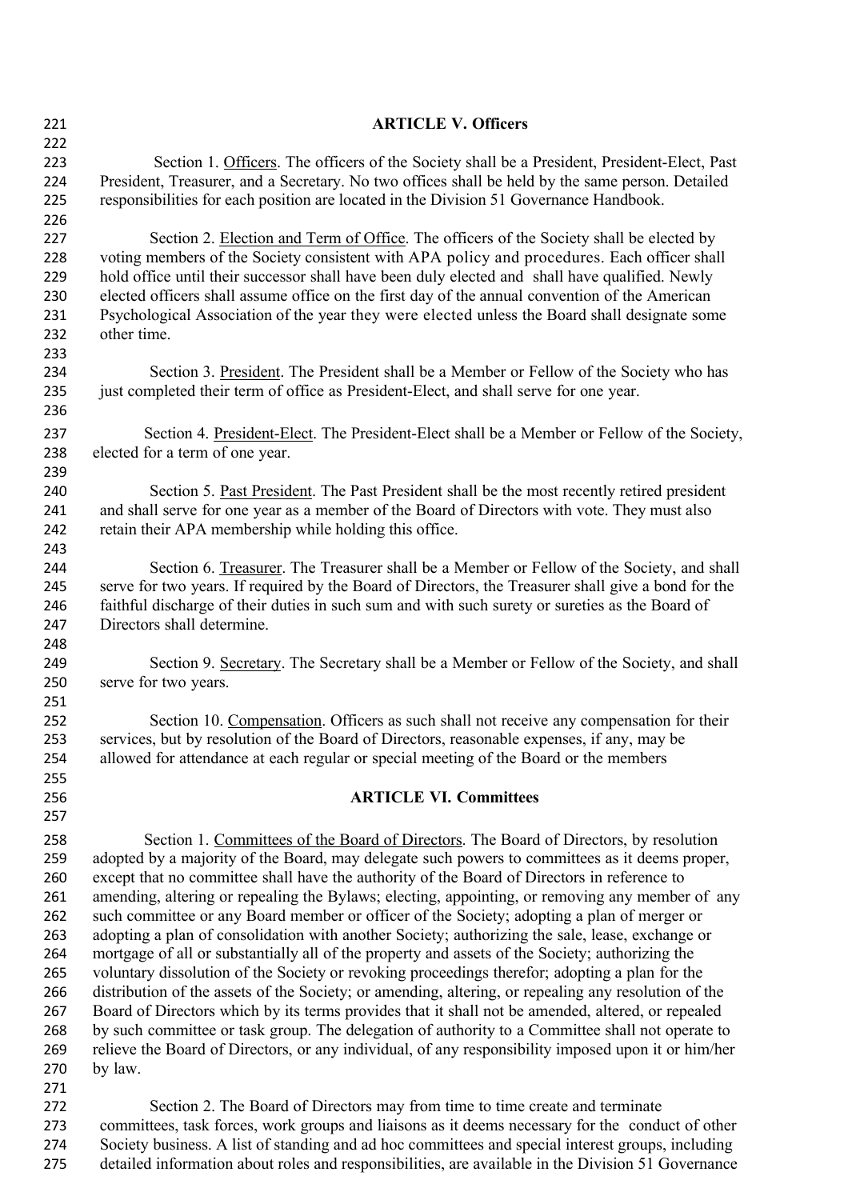## ARTICLE V. Officers

Section 1. Officers. The officers of the Society shall be a President, President-Elect, Past President, Treasurer, and a Secretary. No two offices shall be held by the same person. Detailed responsibilities for each position are located in the Division 51 Governance Handbook.

Section 2. Election and Term of Office. The officers of the Society shall be elected by voting members of the Society consistent with APA policy and procedures. Each officer shall hold office until their successor shall have been duly elected and shall have qualified. Newly elected officers shall assume office on the first day of the annual convention of the American Psychological Association of the year they were elected unless the Board shall designate some other time.

Section 3. President. The President shall be a Member or Fellow of the Society who has just completed their term of office as President-Elect, and shall serve for one year.

Section 4. President-Elect. The President-Elect shall be a Member or Fellow of the Society, elected for a term of one year.

Section 5. Past President. The Past President shall be the most recently retired president and shall serve for one year as a member of the Board of Directors with vote. They must also retain their APA membership while holding this office.

Section 6. Treasurer. The Treasurer shall be a Member or Fellow of the Society, and shall serve for two years. If required by the Board of Directors, the Treasurer shall give a bond for the faithful discharge of their duties in such sum and with such surety or sureties as the Board of Directors shall determine.

Section 9. Secretary. The Secretary shall be a Member or Fellow of the Society, and shall serve for two years.

Section 10. Compensation. Officers as such shall not receive any compensation for their services, but by resolution of the Board of Directors, reasonable expenses, if any, may be allowed for attendance at each regular or special meeting of the Board or the members

## ARTICLE VI. Committees

Section 1. Committees of the Board of Directors. The Board of Directors, by resolution adopted by a majority of the Board, may delegate such powers to committees as it deems proper, except that no committee shall have the authority of the Board of Directors in reference to amending, altering or repealing the Bylaws; electing, appointing, or removing any member of any such committee or any Board member or officer of the Society; adopting a plan of merger or adopting a plan of consolidation with another Society; authorizing the sale, lease, exchange or mortgage of all or substantially all of the property and assets of the Society; authorizing the voluntary dissolution of the Society or revoking proceedings therefor; adopting a plan for the distribution of the assets of the Society; or amending, altering, or repealing any resolution of the Board of Directors which by its terms provides that it shall not be amended, altered, or repealed by such committee or task group. The delegation of authority to a Committee shall not operate to relieve the Board of Directors, or any individual, of any responsibility imposed upon it or him/her by law.

Section 2. The Board of Directors may from time to time create and terminate committees, task forces, work groups and liaisons as it deems necessary for the conduct of other Society business. A list of standing and ad hoc committees and special interest groups, including detailed information about roles and responsibilities, are available in the Division 51 Governance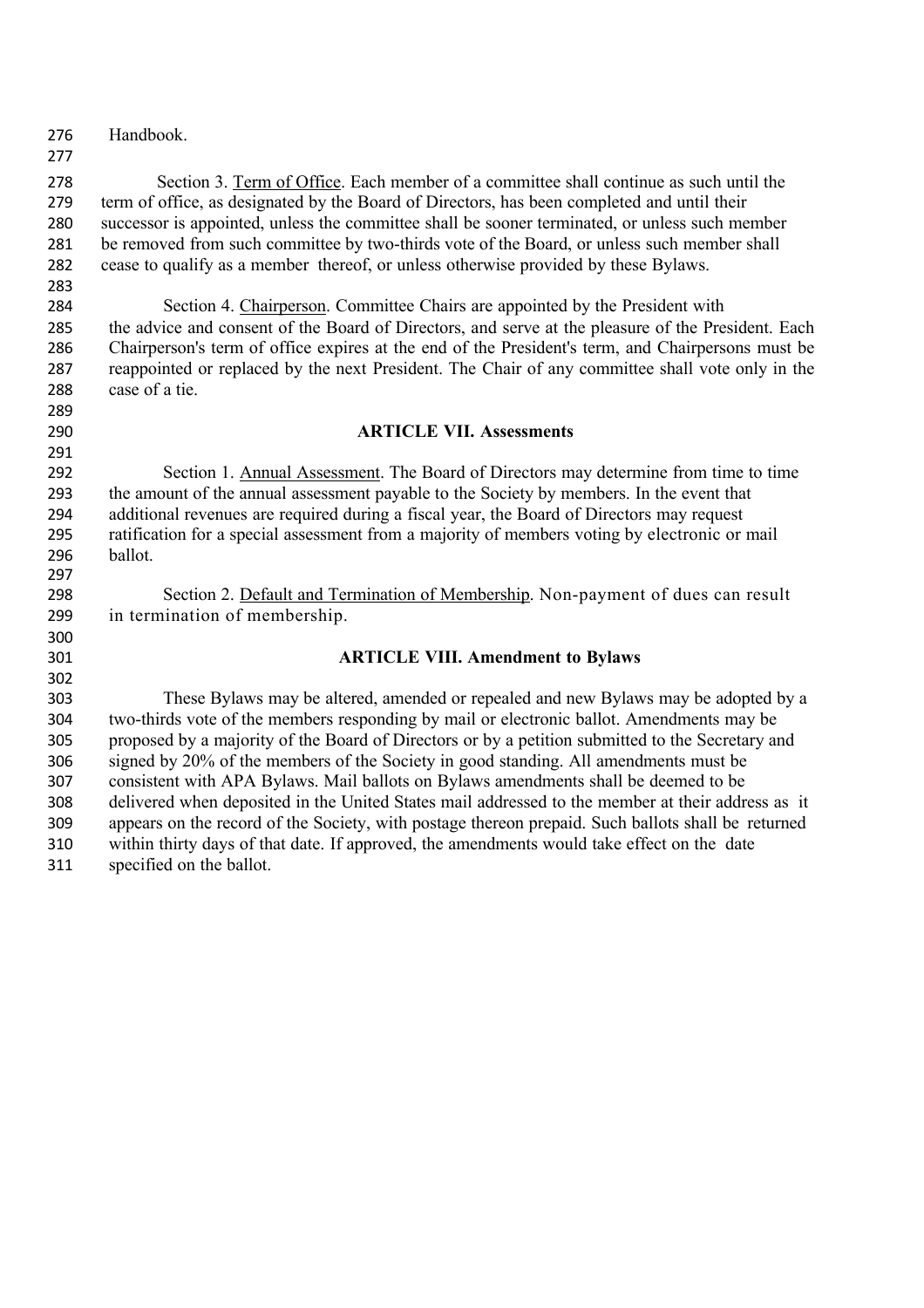Handbook.

Section 3. Term of Office. Each member of a committee shall continue as such until the term of office, as designated by the Board of Directors, has been completed and until their successor is appointed, unless the committee shall be sooner terminated, or unless such member be removed from such committee by two-thirds vote of the Board, or unless such member shall cease to qualify as a member thereof, or unless otherwise provided by these Bylaws.

Section 4. Chairperson. Committee Chairs are appointed by the President with the advice and consent of the Board of Directors, and serve at the pleasure of the President. Each Chairperson's term of office expires at the end of the President's term, and Chairpersons must be reappointed or replaced by the next President. The Chair of any committee shall vote only in the case of a tie.

## ARTICLE VII. Assessments

Section 1. Annual Assessment. The Board of Directors may determine from time to time the amount of the annual assessment payable to the Society by members. In the event that additional revenues are required during a fiscal year, the Board of Directors may request ratification for a special assessment from a majority of members voting by electronic or mail ballot.

Section 2. Default and Termination of Membership. Non-payment of dues can result in termination of membership.

## ARTICLE VIII. Amendment to Bylaws

These Bylaws may be altered, amended or repealed and new Bylaws may be adopted by a two-thirds vote of the members responding by mail or electronic ballot. Amendments may be proposed by a majority of the Board of Directors or by a petition submitted to the Secretary and signed by 20% of the members of the Society in good standing. All amendments must be consistent with APA Bylaws. Mail ballots on Bylaws amendments shall be deemed to be delivered when deposited in the United States mail addressed to the member at their address as it appears on the record of the Society, with postage thereon prepaid. Such ballots shall be returned within thirty days of that date. If approved, the amendments would take effect on the date specified on the ballot.